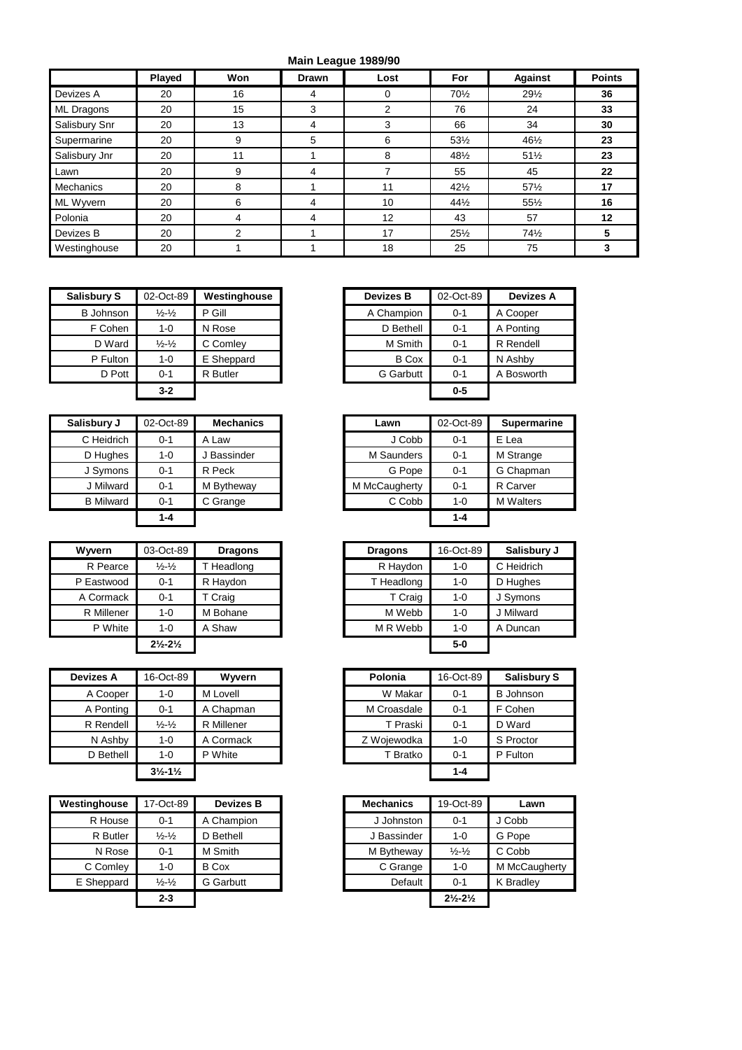## Main League 1989/90

| | Played | Won | Drawn | Lost | For | Against | Points |
|---|---|---|---|---|---|---|---|
| Devizes A | 20 | 16 | 4 | 0 | 70½ | 29½ | **36** |
| ML Dragons | 20 | 15 | 3 | 2 | 76 | 24 | **33** |
| Salisbury Snr | 20 | 13 | 4 | 3 | 66 | 34 | **30** |
| Supermarine | 20 | 9 | 5 | 6 | 53½ | 46½ | **23** |
| Salisbury Jnr | 20 | 11 | 1 | 8 | 48½ | 51½ | **23** |
| Lawn | 20 | 9 | 4 | 7 | 55 | 45 | **22** |
| Mechanics | 20 | 8 | 1 | 11 | 42½ | 57½ | **17** |
| ML Wyvern | 20 | 6 | 4 | 10 | 44½ | 55½ | **16** |
| Polonia | 20 | 4 | 4 | 12 | 43 | 57 | **12** |
| Devizes B | 20 | 2 | 1 | 17 | 25½ | 74½ | **5** |
| Westinghouse | 20 | 1 | 1 | 18 | 25 | 75 | **3** |

| Salisbury S | 02-Oct-89 | Westinghouse |
|---|---|---|
| B Johnson | ½-½ | P Gill |
| F Cohen | 1-0 | N Rose |
| D Ward | ½-½ | C Comley |
| P Fulton | 1-0 | E Sheppard |
| D Pott | 0-1 | R Butler |
| | **3-2** | |

| Devizes B | 02-Oct-89 | Devizes A |
|---|---|---|
| A Champion | 0-1 | A Cooper |
| D Bethell | 0-1 | A Ponting |
| M Smith | 0-1 | R Rendell |
| B Cox | 0-1 | N Ashby |
| G Garbutt | 0-1 | A Bosworth |
| | **0-5** | |

| Salisbury J | 02-Oct-89 | Mechanics |
|---|---|---|
| C Heidrich | 0-1 | A Law |
| D Hughes | 1-0 | J Bassinder |
| J Symons | 0-1 | R Peck |
| J Milward | 0-1 | M Bytheway |
| B Milward | 0-1 | C Grange |
| | **1-4** | |

| Lawn | 02-Oct-89 | Supermarine |
|---|---|---|
| J Cobb | 0-1 | E Lea |
| M Saunders | 0-1 | M Strange |
| G Pope | 0-1 | G Chapman |
| M McCaugherty | 0-1 | R Carver |
| C Cobb | 1-0 | M Walters |
| | **1-4** | |

| Wyvern | 03-Oct-89 | Dragons |
|---|---|---|
| R Pearce | ½-½ | T Headlong |
| P Eastwood | 0-1 | R Haydon |
| A Cormack | 0-1 | T Craig |
| R Millener | 1-0 | M Bohane |
| P White | 1-0 | A Shaw |
| | **2½-2½** | |

| Dragons | 16-Oct-89 | Salisbury J |
|---|---|---|
| R Haydon | 1-0 | C Heidrich |
| T Headlong | 1-0 | D Hughes |
| T Craig | 1-0 | J Symons |
| M Webb | 1-0 | J Milward |
| M R Webb | 1-0 | A Duncan |
| | **5-0** | |

| Devizes A | 16-Oct-89 | Wyvern |
|---|---|---|
| A Cooper | 1-0 | M Lovell |
| A Ponting | 0-1 | A Chapman |
| R Rendell | ½-½ | R Millener |
| N Ashby | 1-0 | A Cormack |
| D Bethell | 1-0 | P White |
| | **3½-1½** | |

| Polonia | 16-Oct-89 | Salisbury S |
|---|---|---|
| W Makar | 0-1 | B Johnson |
| M Croasdale | 0-1 | F Cohen |
| T Praski | 0-1 | D Ward |
| Z Wojewodka | 1-0 | S Proctor |
| T Bratko | 0-1 | P Fulton |
| | **1-4** | |

| Westinghouse | 17-Oct-89 | Devizes B |
|---|---|---|
| R House | 0-1 | A Champion |
| R Butler | ½-½ | D Bethell |
| N Rose | 0-1 | M Smith |
| C Comley | 1-0 | B Cox |
| E Sheppard | ½-½ | G Garbutt |
| | **2-3** | |

| Mechanics | 19-Oct-89 | Lawn |
|---|---|---|
| J Johnston | 0-1 | J Cobb |
| J Bassinder | 1-0 | G Pope |
| M Bytheway | ½-½ | C Cobb |
| C Grange | 1-0 | M McCaugherty |
| Default | 0-1 | K Bradley |
| | **2½-2½** | |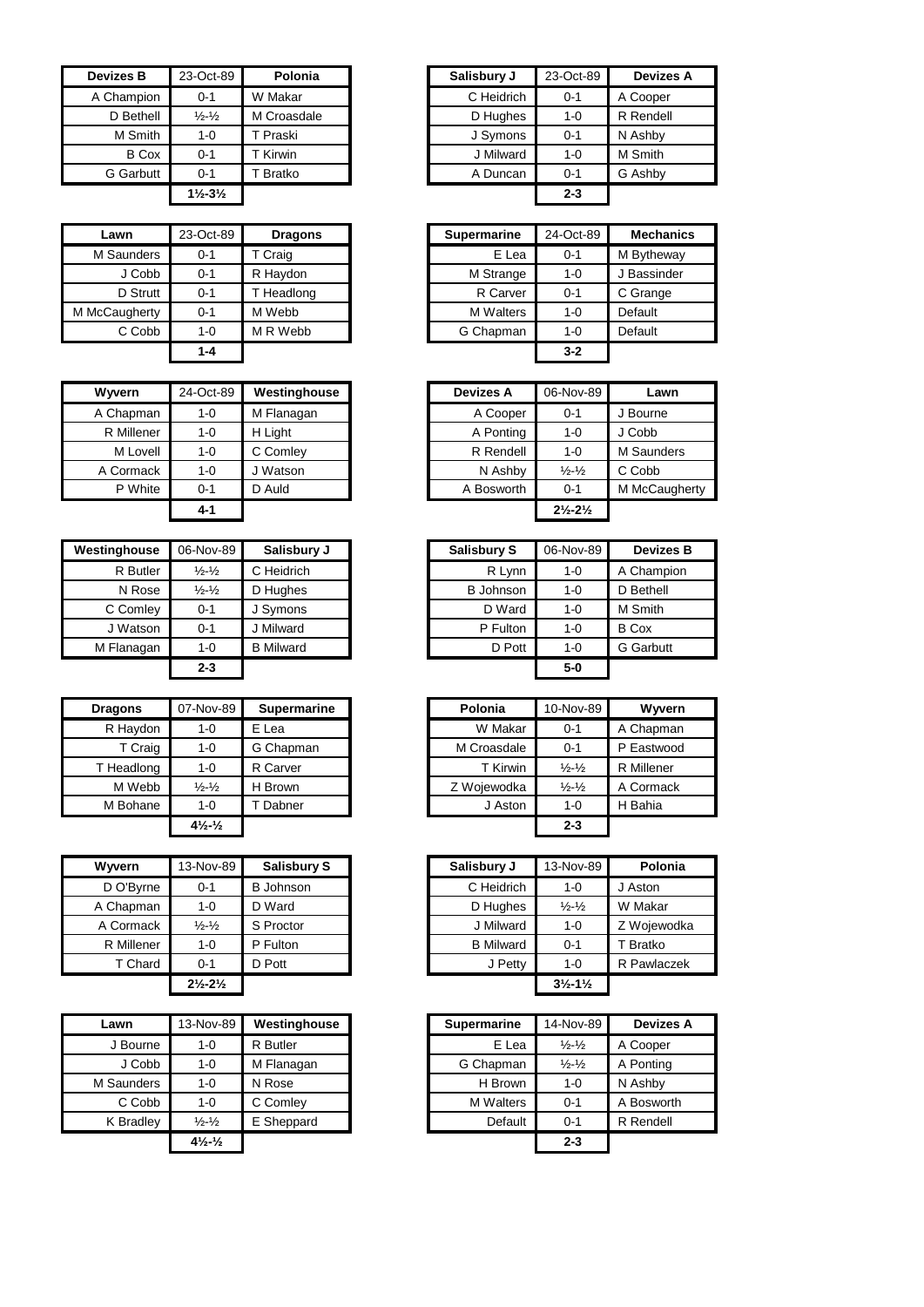| Devizes B | 23-Oct-89 | Polonia |
|---|---|---|
| A Champion | 0-1 | W Makar |
| D Bethell | ½-½ | M Croasdale |
| M Smith | 1-0 | T Praski |
| B Cox | 0-1 | T Kirwin |
| G Garbutt | 0-1 | T Bratko |
| | **1½-3½** | |

| Salisbury J | 23-Oct-89 | Devizes A |
|---|---|---|
| C Heidrich | 0-1 | A Cooper |
| D Hughes | 1-0 | R Rendell |
| J Symons | 0-1 | N Ashby |
| J Milward | 1-0 | M Smith |
| A Duncan | 0-1 | G Ashby |
| | **2-3** | |

| Lawn | 23-Oct-89 | Dragons |
|---|---|---|
| M Saunders | 0-1 | T Craig |
| J Cobb | 0-1 | R Haydon |
| D Strutt | 0-1 | T Headlong |
| M McCaugherty | 0-1 | M Webb |
| C Cobb | 1-0 | M R Webb |
| | **1-4** | |

| Supermarine | 24-Oct-89 | Mechanics |
|---|---|---|
| E Lea | 0-1 | M Bytheway |
| M Strange | 1-0 | J Bassinder |
| R Carver | 0-1 | C Grange |
| M Walters | 1-0 | Default |
| G Chapman | 1-0 | Default |
| | **3-2** | |

| Wyvern | 24-Oct-89 | Westinghouse |
|---|---|---|
| A Chapman | 1-0 | M Flanagan |
| R Millener | 1-0 | H Light |
| M Lovell | 1-0 | C Comley |
| A Cormack | 1-0 | J Watson |
| P White | 0-1 | D Auld |
| | **4-1** | |

| Devizes A | 06-Nov-89 | Lawn |
|---|---|---|
| A Cooper | 0-1 | J Bourne |
| A Ponting | 1-0 | J Cobb |
| R Rendell | 1-0 | M Saunders |
| N Ashby | ½-½ | C Cobb |
| A Bosworth | 0-1 | M McCaugherty |
| | **2½-2½** | |

| Westinghouse | 06-Nov-89 | Salisbury J |
|---|---|---|
| R Butler | ½-½ | C Heidrich |
| N Rose | ½-½ | D Hughes |
| C Comley | 0-1 | J Symons |
| J Watson | 0-1 | J Milward |
| M Flanagan | 1-0 | B Milward |
| | **2-3** | |

| Salisbury S | 06-Nov-89 | Devizes B |
|---|---|---|
| R Lynn | 1-0 | A Champion |
| B Johnson | 1-0 | D Bethell |
| D Ward | 1-0 | M Smith |
| P Fulton | 1-0 | B Cox |
| D Pott | 1-0 | G Garbutt |
| | **5-0** | |

| Dragons | 07-Nov-89 | Supermarine |
|---|---|---|
| R Haydon | 1-0 | E Lea |
| T Craig | 1-0 | G Chapman |
| T Headlong | 1-0 | R Carver |
| M Webb | ½-½ | H Brown |
| M Bohane | 1-0 | T Dabner |
| | **4½-½** | |

| Polonia | 10-Nov-89 | Wyvern |
|---|---|---|
| W Makar | 0-1 | A Chapman |
| M Croasdale | 0-1 | P Eastwood |
| T Kirwin | ½-½ | R Millener |
| Z Wojewodka | ½-½ | A Cormack |
| J Aston | 1-0 | H Bahia |
| | **2-3** | |

| Wyvern | 13-Nov-89 | Salisbury S |
|---|---|---|
| D O'Byrne | 0-1 | B Johnson |
| A Chapman | 1-0 | D Ward |
| A Cormack | ½-½ | S Proctor |
| R Millener | 1-0 | P Fulton |
| T Chard | 0-1 | D Pott |
| | **2½-2½** | |

| Salisbury J | 13-Nov-89 | Polonia |
|---|---|---|
| C Heidrich | 1-0 | J Aston |
| D Hughes | ½-½ | W Makar |
| J Milward | 1-0 | Z Wojewodka |
| B Milward | 0-1 | T Bratko |
| J Petty | 1-0 | R Pawlaczek |
| | **3½-1½** | |

| Lawn | 13-Nov-89 | Westinghouse |
|---|---|---|
| J Bourne | 1-0 | R Butler |
| J Cobb | 1-0 | M Flanagan |
| M Saunders | 1-0 | N Rose |
| C Cobb | 1-0 | C Comley |
| K Bradley | ½-½ | E Sheppard |
| | **4½-½** | |

| Supermarine | 14-Nov-89 | Devizes A |
|---|---|---|
| E Lea | ½-½ | A Cooper |
| G Chapman | ½-½ | A Ponting |
| H Brown | 1-0 | N Ashby |
| M Walters | 0-1 | A Bosworth |
| Default | 0-1 | R Rendell |
| | **2-3** | |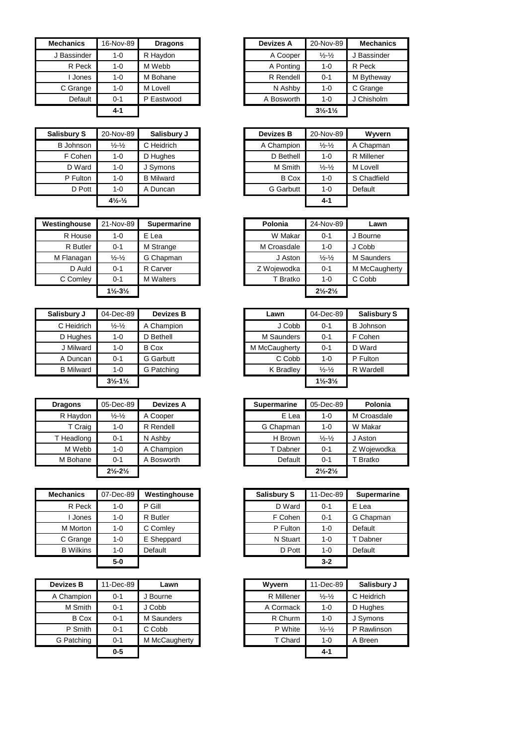| Mechanics | 16-Nov-89 | Dragons |
|---|---|---|
| J Bassinder | 1-0 | R Haydon |
| R Peck | 1-0 | M Webb |
| I Jones | 1-0 | M Bohane |
| C Grange | 1-0 | M Lovell |
| Default | 0-1 | P Eastwood |
| | **4-1** | |

| Devizes A | 20-Nov-89 | Mechanics |
|---|---|---|
| A Cooper | ½-½ | J Bassinder |
| A Ponting | 1-0 | R Peck |
| R Rendell | 0-1 | M Bytheway |
| N Ashby | 1-0 | C Grange |
| A Bosworth | 1-0 | J Chisholm |
| | **3½-1½** | |

| Salisbury S | 20-Nov-89 | Salisbury J |
|---|---|---|
| B Johnson | ½-½ | C Heidrich |
| F Cohen | 1-0 | D Hughes |
| D Ward | 1-0 | J Symons |
| P Fulton | 1-0 | B Milward |
| D Pott | 1-0 | A Duncan |
| | **4½-½** | |

| Devizes B | 20-Nov-89 | Wyvern |
|---|---|---|
| A Champion | ½-½ | A Chapman |
| D Bethell | 1-0 | R Millener |
| M Smith | ½-½ | M Lovell |
| B Cox | 1-0 | S Chadfield |
| G Garbutt | 1-0 | Default |
| | **4-1** | |

| Westinghouse | 21-Nov-89 | Supermarine |
|---|---|---|
| R House | 1-0 | E Lea |
| R Butler | 0-1 | M Strange |
| M Flanagan | ½-½ | G Chapman |
| D Auld | 0-1 | R Carver |
| C Comley | 0-1 | M Walters |
| | **1½-3½** | |

| Polonia | 24-Nov-89 | Lawn |
|---|---|---|
| W Makar | 0-1 | J Bourne |
| M Croasdale | 1-0 | J Cobb |
| J Aston | ½-½ | M Saunders |
| Z Wojewodka | 0-1 | M McCaugherty |
| T Bratko | 1-0 | C Cobb |
| | **2½-2½** | |

| Salisbury J | 04-Dec-89 | Devizes B |
|---|---|---|
| C Heidrich | ½-½ | A Champion |
| D Hughes | 1-0 | D Bethell |
| J Milward | 1-0 | B Cox |
| A Duncan | 0-1 | G Garbutt |
| B Milward | 1-0 | G Patching |
| | **3½-1½** | |

| Lawn | 04-Dec-89 | Salisbury S |
|---|---|---|
| J Cobb | 0-1 | B Johnson |
| M Saunders | 0-1 | F Cohen |
| M McCaugherty | 0-1 | D Ward |
| C Cobb | 1-0 | P Fulton |
| K Bradley | ½-½ | R Wardell |
| | **1½-3½** | |

| Dragons | 05-Dec-89 | Devizes A |
|---|---|---|
| R Haydon | ½-½ | A Cooper |
| T Craig | 1-0 | R Rendell |
| T Headlong | 0-1 | N Ashby |
| M Webb | 1-0 | A Champion |
| M Bohane | 0-1 | A Bosworth |
| | **2½-2½** | |

| Supermarine | 05-Dec-89 | Polonia |
|---|---|---|
| E Lea | 1-0 | M Croasdale |
| G Chapman | 1-0 | W Makar |
| H Brown | ½-½ | J Aston |
| T Dabner | 0-1 | Z Wojewodka |
| Default | 0-1 | T Bratko |
| | **2½-2½** | |

| Mechanics | 07-Dec-89 | Westinghouse |
|---|---|---|
| R Peck | 1-0 | P Gill |
| I Jones | 1-0 | R Butler |
| M Morton | 1-0 | C Comley |
| C Grange | 1-0 | E Sheppard |
| B Wilkins | 1-0 | Default |
| | **5-0** | |

| Salisbury S | 11-Dec-89 | Supermarine |
|---|---|---|
| D Ward | 0-1 | E Lea |
| F Cohen | 0-1 | G Chapman |
| P Fulton | 1-0 | Default |
| N Stuart | 1-0 | T Dabner |
| D Pott | 1-0 | Default |
| | **3-2** | |

| Devizes B | 11-Dec-89 | Lawn |
|---|---|---|
| A Champion | 0-1 | J Bourne |
| M Smith | 0-1 | J Cobb |
| B Cox | 0-1 | M Saunders |
| P Smith | 0-1 | C Cobb |
| G Patching | 0-1 | M McCaugherty |
| | **0-5** | |

| Wyvern | 11-Dec-89 | Salisbury J |
|---|---|---|
| R Millener | ½-½ | C Heidrich |
| A Cormack | 1-0 | D Hughes |
| R Churm | 1-0 | J Symons |
| P White | ½-½ | P Rawlinson |
| T Chard | 1-0 | A Breen |
| | **4-1** | |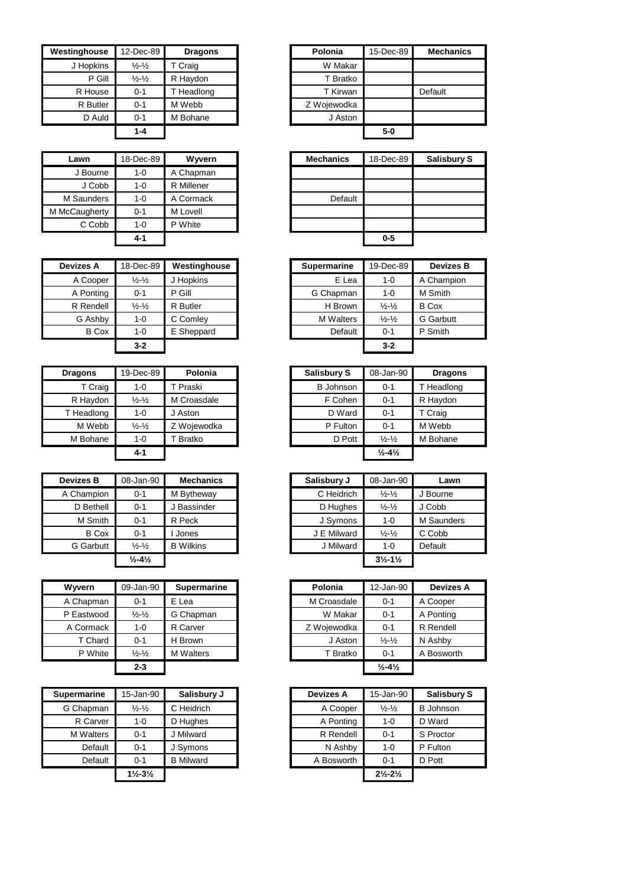| Westinghouse | 12-Dec-89 | Dragons |
|---|---|---|
| J Hopkins | ½-½ | T Craig |
| P Gill | ½-½ | R Haydon |
| R House | 0-1 | T Headlong |
| R Butler | 0-1 | M Webb |
| D Auld | 0-1 | M Bohane |
| | 1-4 | |

| Polonia | 15-Dec-89 | Mechanics |
|---|---|---|
| W Makar | | |
| T Bratko | | |
| T Kirwan | | Default |
| Z Wojewodka | | |
| J Aston | | |
| | 5-0 | |

| Lawn | 18-Dec-89 | Wyvern |
|---|---|---|
| J Bourne | 1-0 | A Chapman |
| J Cobb | 1-0 | R Millener |
| M Saunders | 1-0 | A Cormack |
| M McCaugherty | 0-1 | M Lovell |
| C Cobb | 1-0 | P White |
| | 4-1 | |

| Mechanics | 18-Dec-89 | Salisbury S |
|---|---|---|
| | | |
| | | |
| Default | | |
| | | |
| | | |
| | 0-5 | |

| Devizes A | 18-Dec-89 | Westinghouse |
|---|---|---|
| A Cooper | ½-½ | J Hopkins |
| A Ponting | 0-1 | P Gill |
| R Rendell | ½-½ | R Butler |
| G Ashby | 1-0 | C Comley |
| B Cox | 1-0 | E Sheppard |
| | 3-2 | |

| Supermarine | 19-Dec-89 | Devizes B |
|---|---|---|
| E Lea | 1-0 | A Champion |
| G Chapman | 1-0 | M Smith |
| H Brown | ½-½ | B Cox |
| M Walters | ½-½ | G Garbutt |
| Default | 0-1 | P Smith |
| | 3-2 | |

| Dragons | 19-Dec-89 | Polonia |
|---|---|---|
| T Craig | 1-0 | T Praski |
| R Haydon | ½-½ | M Croasdale |
| T Headlong | 1-0 | J Aston |
| M Webb | ½-½ | Z Wojewodka |
| M Bohane | 1-0 | T Bratko |
| | 4-1 | |

| Salisbury S | 08-Jan-90 | Dragons |
|---|---|---|
| B Johnson | 0-1 | T Headlong |
| F Cohen | 0-1 | R Haydon |
| D Ward | 0-1 | T Craig |
| P Fulton | 0-1 | M Webb |
| D Pott | ½-½ | M Bohane |
| | ½-4½ | |

| Devizes B | 08-Jan-90 | Mechanics |
|---|---|---|
| A Champion | 0-1 | M Bytheway |
| D Bethell | 0-1 | J Bassinder |
| M Smith | 0-1 | R Peck |
| B Cox | 0-1 | I Jones |
| G Garbutt | ½-½ | B Wilkins |
| | ½-4½ | |

| Salisbury J | 08-Jan-90 | Lawn |
|---|---|---|
| C Heidrich | ½-½ | J Bourne |
| D Hughes | ½-½ | J Cobb |
| J Symons | 1-0 | M Saunders |
| J E Milward | ½-½ | C Cobb |
| J Milward | 1-0 | Default |
| | 3½-1½ | |

| Wyvern | 09-Jan-90 | Supermarine |
|---|---|---|
| A Chapman | 0-1 | E Lea |
| P Eastwood | ½-½ | G Chapman |
| A Cormack | 1-0 | R Carver |
| T Chard | 0-1 | H Brown |
| P White | ½-½ | M Walters |
| | 2-3 | |

| Polonia | 12-Jan-90 | Devizes A |
|---|---|---|
| M Croasdale | 0-1 | A Cooper |
| W Makar | 0-1 | A Ponting |
| Z Wojewodka | 0-1 | R Rendell |
| J Aston | ½-½ | N Ashby |
| T Bratko | 0-1 | A Bosworth |
| | ½-4½ | |

| Supermarine | 15-Jan-90 | Salisbury J |
|---|---|---|
| G Chapman | ½-½ | C Heidrich |
| R Carver | 1-0 | D Hughes |
| M Walters | 0-1 | J Milward |
| Default | 0-1 | J Symons |
| Default | 0-1 | B Milward |
| | 1½-3½ | |

| Devizes A | 15-Jan-90 | Salisbury S |
|---|---|---|
| A Cooper | ½-½ | B Johnson |
| A Ponting | 1-0 | D Ward |
| R Rendell | 0-1 | S Proctor |
| N Ashby | 1-0 | P Fulton |
| A Bosworth | 0-1 | D Pott |
| | 2½-2½ | |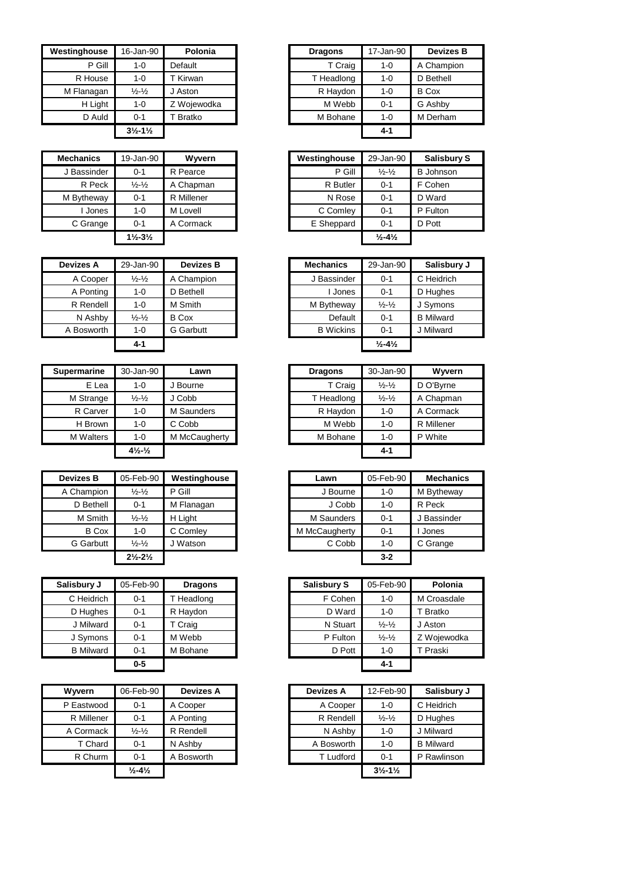| Westinghouse | 16-Jan-90 | Polonia |
|---:|:---:|:---|
| P Gill | 1-0 | Default |
| R House | 1-0 | T Kirwan |
| M Flanagan | ½-½ | J Aston |
| H Light | 1-0 | Z Wojewodka |
| D Auld | 0-1 | T Bratko |
| | **3½-1½** | |

| Dragons | 17-Jan-90 | Devizes B |
|---:|:---:|:---|
| T Craig | 1-0 | A Champion |
| T Headlong | 1-0 | D Bethell |
| R Haydon | 1-0 | B Cox |
| M Webb | 0-1 | G Ashby |
| M Bohane | 1-0 | M Derham |
| | **4-1** | |

| Mechanics | 19-Jan-90 | Wyvern |
|---:|:---:|:---|
| J Bassinder | 0-1 | R Pearce |
| R Peck | ½-½ | A Chapman |
| M Bytheway | 0-1 | R Millener |
| I Jones | 1-0 | M Lovell |
| C Grange | 0-1 | A Cormack |
| | **1½-3½** | |

| Westinghouse | 29-Jan-90 | Salisbury S |
|---:|:---:|:---|
| P Gill | ½-½ | B Johnson |
| R Butler | 0-1 | F Cohen |
| N Rose | 0-1 | D Ward |
| C Comley | 0-1 | P Fulton |
| E Sheppard | 0-1 | D Pott |
| | **½-4½** | |

| Devizes A | 29-Jan-90 | Devizes B |
|---:|:---:|:---|
| A Cooper | ½-½ | A Champion |
| A Ponting | 1-0 | D Bethell |
| R Rendell | 1-0 | M Smith |
| N Ashby | ½-½ | B Cox |
| A Bosworth | 1-0 | G Garbutt |
| | **4-1** | |

| Mechanics | 29-Jan-90 | Salisbury J |
|---:|:---:|:---|
| J Bassinder | 0-1 | C Heidrich |
| I Jones | 0-1 | D Hughes |
| M Bytheway | ½-½ | J Symons |
| Default | 0-1 | B Milward |
| B Wickins | 0-1 | J Milward |
| | **½-4½** | |

| Supermarine | 30-Jan-90 | Lawn |
|---:|:---:|:---|
| E Lea | 1-0 | J Bourne |
| M Strange | ½-½ | J Cobb |
| R Carver | 1-0 | M Saunders |
| H Brown | 1-0 | C Cobb |
| M Walters | 1-0 | M McCaugherty |
| | **4½-½** | |

| Dragons | 30-Jan-90 | Wyvern |
|---:|:---:|:---|
| T Craig | ½-½ | D O'Byrne |
| T Headlong | ½-½ | A Chapman |
| R Haydon | 1-0 | A Cormack |
| M Webb | 1-0 | R Millener |
| M Bohane | 1-0 | P White |
| | **4-1** | |

| Devizes B | 05-Feb-90 | Westinghouse |
|---:|:---:|:---|
| A Champion | ½-½ | P Gill |
| D Bethell | 0-1 | M Flanagan |
| M Smith | ½-½ | H Light |
| B Cox | 1-0 | C Comley |
| G Garbutt | ½-½ | J Watson |
| | **2½-2½** | |

| Lawn | 05-Feb-90 | Mechanics |
|---:|:---:|:---|
| J Bourne | 1-0 | M Bytheway |
| J Cobb | 1-0 | R Peck |
| M Saunders | 0-1 | J Bassinder |
| M McCaugherty | 0-1 | I Jones |
| C Cobb | 1-0 | C Grange |
| | **3-2** | |

| Salisbury J | 05-Feb-90 | Dragons |
|---:|:---:|:---|
| C Heidrich | 0-1 | T Headlong |
| D Hughes | 0-1 | R Haydon |
| J Milward | 0-1 | T Craig |
| J Symons | 0-1 | M Webb |
| B Milward | 0-1 | M Bohane |
| | **0-5** | |

| Salisbury S | 05-Feb-90 | Polonia |
|---:|:---:|:---|
| F Cohen | 1-0 | M Croasdale |
| D Ward | 1-0 | T Bratko |
| N Stuart | ½-½ | J Aston |
| P Fulton | ½-½ | Z Wojewodka |
| D Pott | 1-0 | T Praski |
| | **4-1** | |

| Wyvern | 06-Feb-90 | Devizes A |
|---:|:---:|:---|
| P Eastwood | 0-1 | A Cooper |
| R Millener | 0-1 | A Ponting |
| A Cormack | ½-½ | R Rendell |
| T Chard | 0-1 | N Ashby |
| R Churm | 0-1 | A Bosworth |
| | **½-4½** | |

| Devizes A | 12-Feb-90 | Salisbury J |
|---:|:---:|:---|
| A Cooper | 1-0 | C Heidrich |
| R Rendell | ½-½ | D Hughes |
| N Ashby | 1-0 | J Milward |
| A Bosworth | 1-0 | B Milward |
| T Ludford | 0-1 | P Rawlinson |
| | **3½-1½** | |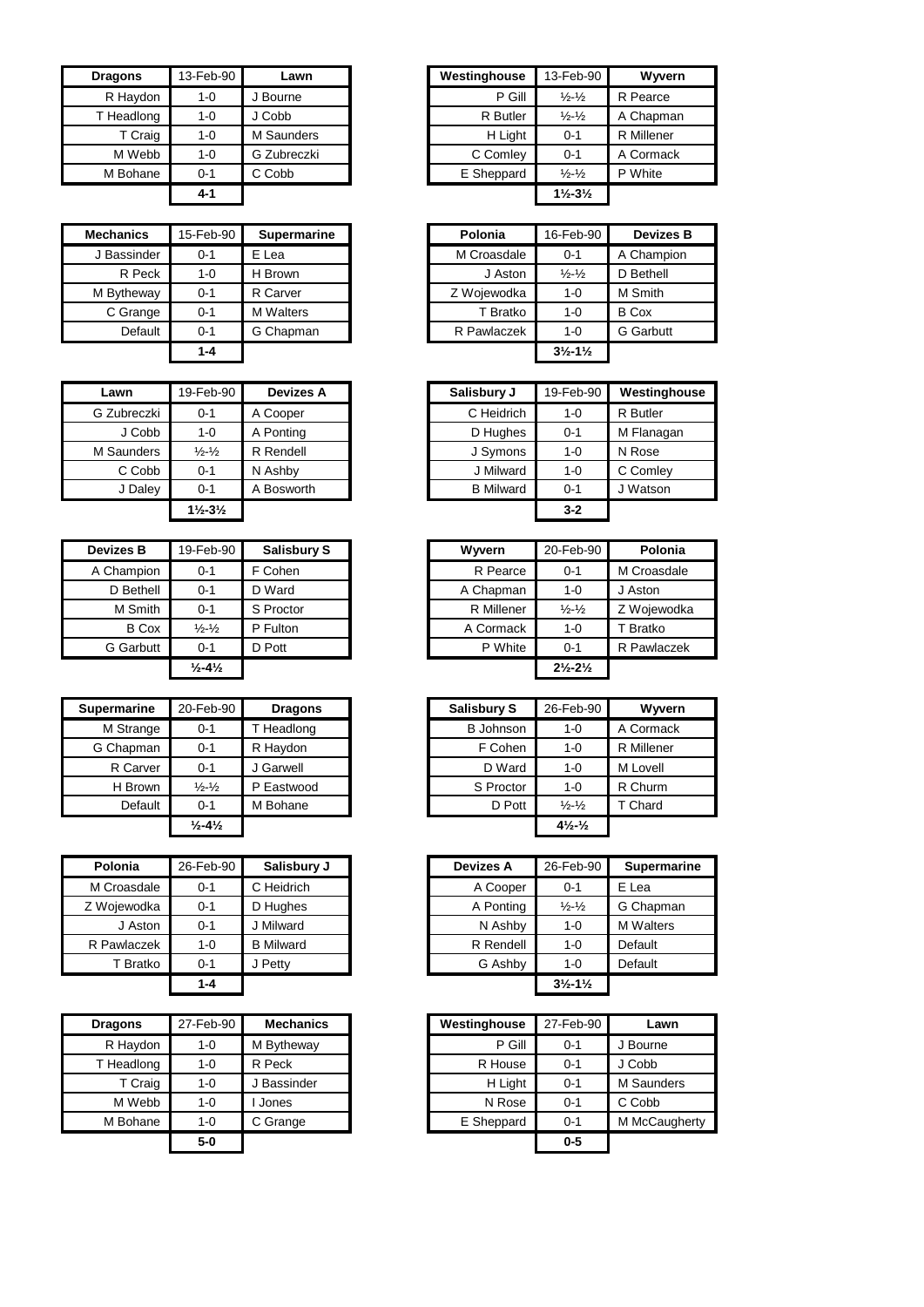| Dragons | 13-Feb-90 | Lawn |
|---|---|---|
| R Haydon | 1-0 | J Bourne |
| T Headlong | 1-0 | J Cobb |
| T Craig | 1-0 | M Saunders |
| M Webb | 1-0 | G Zubreczki |
| M Bohane | 0-1 | C Cobb |
| | **4-1** | |

| Westinghouse | 13-Feb-90 | Wyvern |
|---|---|---|
| P Gill | ½-½ | R Pearce |
| R Butler | ½-½ | A Chapman |
| H Light | 0-1 | R Millener |
| C Comley | 0-1 | A Cormack |
| E Sheppard | ½-½ | P White |
| | **1½-3½** | |

| Mechanics | 15-Feb-90 | Supermarine |
|---|---|---|
| J Bassinder | 0-1 | E Lea |
| R Peck | 1-0 | H Brown |
| M Bytheway | 0-1 | R Carver |
| C Grange | 0-1 | M Walters |
| Default | 0-1 | G Chapman |
| | **1-4** | |

| Polonia | 16-Feb-90 | Devizes B |
|---|---|---|
| M Croasdale | 0-1 | A Champion |
| J Aston | ½-½ | D Bethell |
| Z Wojewodka | 1-0 | M Smith |
| T Bratko | 1-0 | B Cox |
| R Pawlaczek | 1-0 | G Garbutt |
| | **3½-1½** | |

| Lawn | 19-Feb-90 | Devizes A |
|---|---|---|
| G Zubreczki | 0-1 | A Cooper |
| J Cobb | 1-0 | A Ponting |
| M Saunders | ½-½ | R Rendell |
| C Cobb | 0-1 | N Ashby |
| J Daley | 0-1 | A Bosworth |
| | **1½-3½** | |

| Salisbury J | 19-Feb-90 | Westinghouse |
|---|---|---|
| C Heidrich | 1-0 | R Butler |
| D Hughes | 0-1 | M Flanagan |
| J Symons | 1-0 | N Rose |
| J Milward | 1-0 | C Comley |
| B Milward | 0-1 | J Watson |
| | **3-2** | |

| Devizes B | 19-Feb-90 | Salisbury S |
|---|---|---|
| A Champion | 0-1 | F Cohen |
| D Bethell | 0-1 | D Ward |
| M Smith | 0-1 | S Proctor |
| B Cox | ½-½ | P Fulton |
| G Garbutt | 0-1 | D Pott |
| | **½-4½** | |

| Wyvern | 20-Feb-90 | Polonia |
|---|---|---|
| R Pearce | 0-1 | M Croasdale |
| A Chapman | 1-0 | J Aston |
| R Millener | ½-½ | Z Wojewodka |
| A Cormack | 1-0 | T Bratko |
| P White | 0-1 | R Pawlaczek |
| | **2½-2½** | |

| Supermarine | 20-Feb-90 | Dragons |
|---|---|---|
| M Strange | 0-1 | T Headlong |
| G Chapman | 0-1 | R Haydon |
| R Carver | 0-1 | J Garwell |
| H Brown | ½-½ | P Eastwood |
| Default | 0-1 | M Bohane |
| | **½-4½** | |

| Salisbury S | 26-Feb-90 | Wyvern |
|---|---|---|
| B Johnson | 1-0 | A Cormack |
| F Cohen | 1-0 | R Millener |
| D Ward | 1-0 | M Lovell |
| S Proctor | 1-0 | R Churm |
| D Pott | ½-½ | T Chard |
| | **4½-½** | |

| Polonia | 26-Feb-90 | Salisbury J |
|---|---|---|
| M Croasdale | 0-1 | C Heidrich |
| Z Wojewodka | 0-1 | D Hughes |
| J Aston | 0-1 | J Milward |
| R Pawlaczek | 1-0 | B Milward |
| T Bratko | 0-1 | J Petty |
| | **1-4** | |

| Devizes A | 26-Feb-90 | Supermarine |
|---|---|---|
| A Cooper | 0-1 | E Lea |
| A Ponting | ½-½ | G Chapman |
| N Ashby | 1-0 | M Walters |
| R Rendell | 1-0 | Default |
| G Ashby | 1-0 | Default |
| | **3½-1½** | |

| Dragons | 27-Feb-90 | Mechanics |
|---|---|---|
| R Haydon | 1-0 | M Bytheway |
| T Headlong | 1-0 | R Peck |
| T Craig | 1-0 | J Bassinder |
| M Webb | 1-0 | I Jones |
| M Bohane | 1-0 | C Grange |
| | **5-0** | |

| Westinghouse | 27-Feb-90 | Lawn |
|---|---|---|
| P Gill | 0-1 | J Bourne |
| R House | 0-1 | J Cobb |
| H Light | 0-1 | M Saunders |
| N Rose | 0-1 | C Cobb |
| E Sheppard | 0-1 | M McCaugherty |
| | **0-5** | |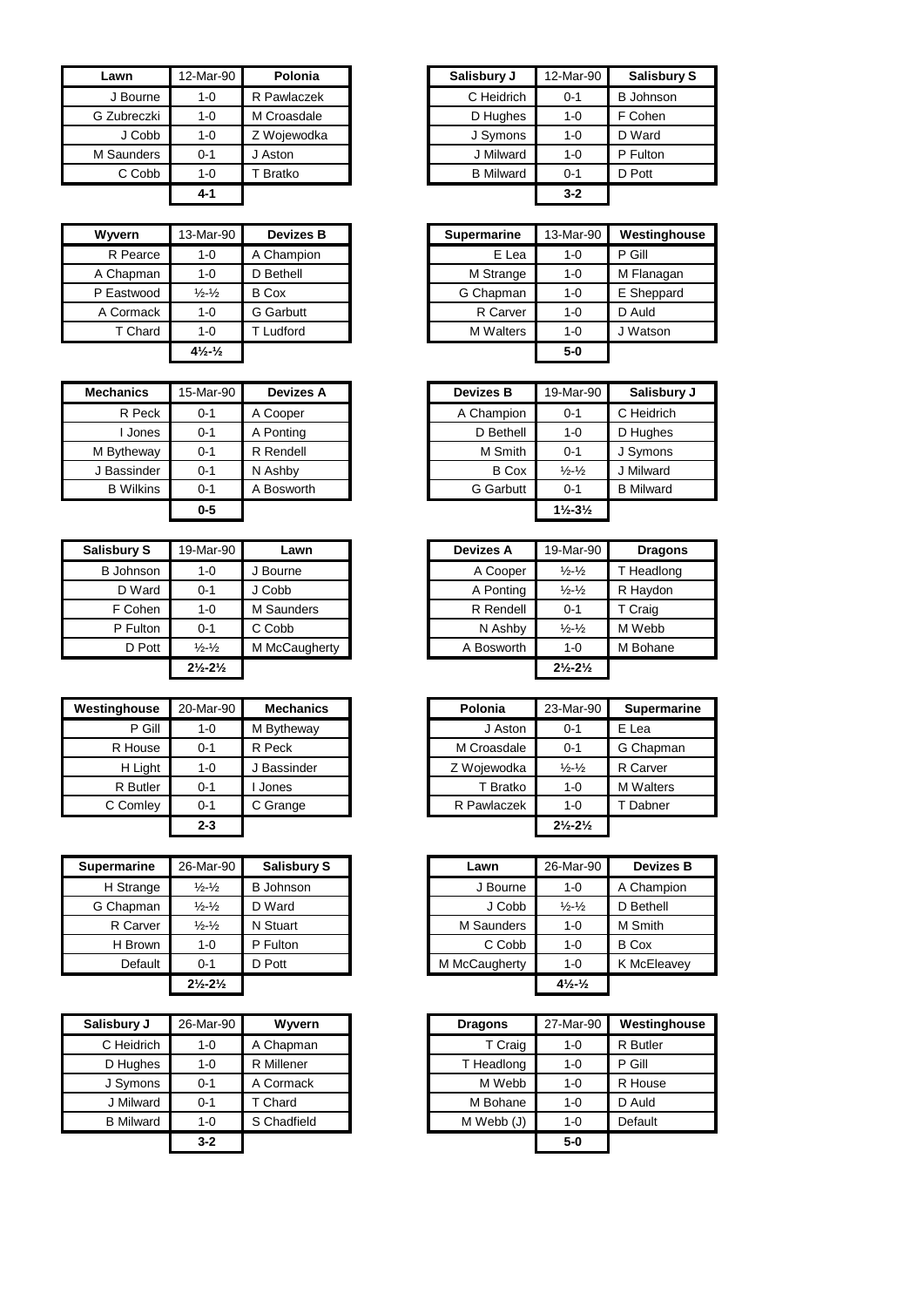| Lawn | 12-Mar-90 | Polonia |
|---|---|---|
| J Bourne | 1-0 | R Pawlaczek |
| G Zubreczki | 1-0 | M Croasdale |
| J Cobb | 1-0 | Z Wojewodka |
| M Saunders | 0-1 | J Aston |
| C Cobb | 1-0 | T Bratko |
| | **4-1** | |

| Salisbury J | 12-Mar-90 | Salisbury S |
|---|---|---|
| C Heidrich | 0-1 | B Johnson |
| D Hughes | 1-0 | F Cohen |
| J Symons | 1-0 | D Ward |
| J Milward | 1-0 | P Fulton |
| B Milward | 0-1 | D Pott |
| | **3-2** | |

| Wyvern | 13-Mar-90 | Devizes B |
|---|---|---|
| R Pearce | 1-0 | A Champion |
| A Chapman | 1-0 | D Bethell |
| P Eastwood | ½-½ | B Cox |
| A Cormack | 1-0 | G Garbutt |
| T Chard | 1-0 | T Ludford |
| | **4½-½** | |

| Supermarine | 13-Mar-90 | Westinghouse |
|---|---|---|
| E Lea | 1-0 | P Gill |
| M Strange | 1-0 | M Flanagan |
| G Chapman | 1-0 | E Sheppard |
| R Carver | 1-0 | D Auld |
| M Walters | 1-0 | J Watson |
| | **5-0** | |

| Mechanics | 15-Mar-90 | Devizes A |
|---|---|---|
| R Peck | 0-1 | A Cooper |
| I Jones | 0-1 | A Ponting |
| M Bytheway | 0-1 | R Rendell |
| J Bassinder | 0-1 | N Ashby |
| B Wilkins | 0-1 | A Bosworth |
| | **0-5** | |

| Devizes B | 19-Mar-90 | Salisbury J |
|---|---|---|
| A Champion | 0-1 | C Heidrich |
| D Bethell | 1-0 | D Hughes |
| M Smith | 0-1 | J Symons |
| B Cox | ½-½ | J Milward |
| G Garbutt | 0-1 | B Milward |
| | **1½-3½** | |

| Salisbury S | 19-Mar-90 | Lawn |
|---|---|---|
| B Johnson | 1-0 | J Bourne |
| D Ward | 0-1 | J Cobb |
| F Cohen | 1-0 | M Saunders |
| P Fulton | 0-1 | C Cobb |
| D Pott | ½-½ | M McCaugherty |
| | **2½-2½** | |

| Devizes A | 19-Mar-90 | Dragons |
|---|---|---|
| A Cooper | ½-½ | T Headlong |
| A Ponting | ½-½ | R Haydon |
| R Rendell | 0-1 | T Craig |
| N Ashby | ½-½ | M Webb |
| A Bosworth | 1-0 | M Bohane |
| | **2½-2½** | |

| Westinghouse | 20-Mar-90 | Mechanics |
|---|---|---|
| P Gill | 1-0 | M Bytheway |
| R House | 0-1 | R Peck |
| H Light | 1-0 | J Bassinder |
| R Butler | 0-1 | I Jones |
| C Comley | 0-1 | C Grange |
| | **2-3** | |

| Polonia | 23-Mar-90 | Supermarine |
|---|---|---|
| J Aston | 0-1 | E Lea |
| M Croasdale | 0-1 | G Chapman |
| Z Wojewodka | ½-½ | R Carver |
| T Bratko | 1-0 | M Walters |
| R Pawlaczek | 1-0 | T Dabner |
| | **2½-2½** | |

| Supermarine | 26-Mar-90 | Salisbury S |
|---|---|---|
| H Strange | ½-½ | B Johnson |
| G Chapman | ½-½ | D Ward |
| R Carver | ½-½ | N Stuart |
| H Brown | 1-0 | P Fulton |
| Default | 0-1 | D Pott |
| | **2½-2½** | |

| Lawn | 26-Mar-90 | Devizes B |
|---|---|---|
| J Bourne | 1-0 | A Champion |
| J Cobb | ½-½ | D Bethell |
| M Saunders | 1-0 | M Smith |
| C Cobb | 1-0 | B Cox |
| M McCaugherty | 1-0 | K McEleavey |
| | **4½-½** | |

| Salisbury J | 26-Mar-90 | Wyvern |
|---|---|---|
| C Heidrich | 1-0 | A Chapman |
| D Hughes | 1-0 | R Millener |
| J Symons | 0-1 | A Cormack |
| J Milward | 0-1 | T Chard |
| B Milward | 1-0 | S Chadfield |
| | **3-2** | |

| Dragons | 27-Mar-90 | Westinghouse |
|---|---|---|
| T Craig | 1-0 | R Butler |
| T Headlong | 1-0 | P Gill |
| M Webb | 1-0 | R House |
| M Bohane | 1-0 | D Auld |
| M Webb (J) | 1-0 | Default |
| | **5-0** | |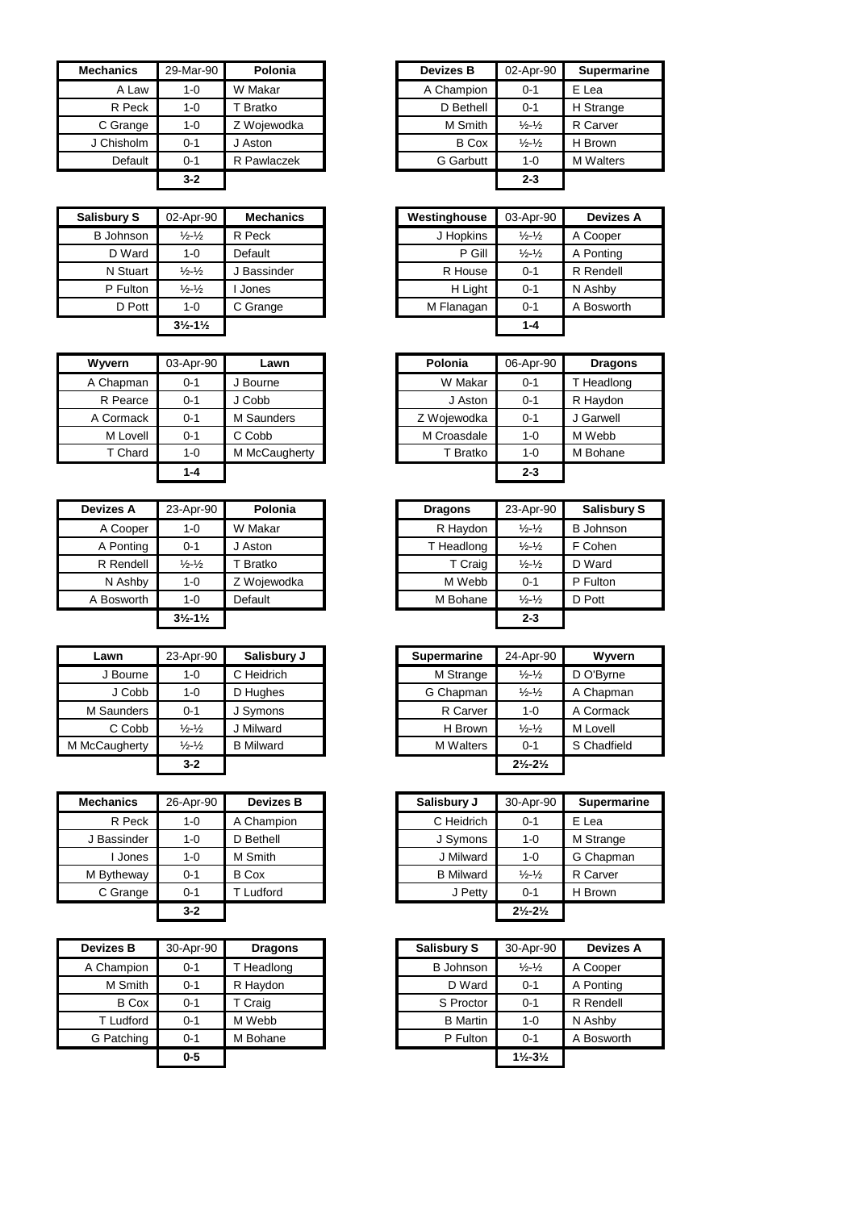| Mechanics | 29-Mar-90 | Polonia |
|---|---|---|
| A Law | 1-0 | W Makar |
| R Peck | 1-0 | T Bratko |
| C Grange | 1-0 | Z Wojewodka |
| J Chisholm | 0-1 | J Aston |
| Default | 0-1 | R Pawlaczek |
| | **3-2** | |

| Devizes B | 02-Apr-90 | Supermarine |
|---|---|---|
| A Champion | 0-1 | E Lea |
| D Bethell | 0-1 | H Strange |
| M Smith | ½-½ | R Carver |
| B Cox | ½-½ | H Brown |
| G Garbutt | 1-0 | M Walters |
| | **2-3** | |

| Salisbury S | 02-Apr-90 | Mechanics |
|---|---|---|
| B Johnson | ½-½ | R Peck |
| D Ward | 1-0 | Default |
| N Stuart | ½-½ | J Bassinder |
| P Fulton | ½-½ | I Jones |
| D Pott | 1-0 | C Grange |
| | **3½-1½** | |

| Westinghouse | 03-Apr-90 | Devizes A |
|---|---|---|
| J Hopkins | ½-½ | A Cooper |
| P Gill | ½-½ | A Ponting |
| R House | 0-1 | R Rendell |
| H Light | 0-1 | N Ashby |
| M Flanagan | 0-1 | A Bosworth |
| | **1-4** | |

| Wyvern | 03-Apr-90 | Lawn |
|---|---|---|
| A Chapman | 0-1 | J Bourne |
| R Pearce | 0-1 | J Cobb |
| A Cormack | 0-1 | M Saunders |
| M Lovell | 0-1 | C Cobb |
| T Chard | 1-0 | M McCaugherty |
| | **1-4** | |

| Polonia | 06-Apr-90 | Dragons |
|---|---|---|
| W Makar | 0-1 | T Headlong |
| J Aston | 0-1 | R Haydon |
| Z Wojewodka | 0-1 | J Garwell |
| M Croasdale | 1-0 | M Webb |
| T Bratko | 1-0 | M Bohane |
| | **2-3** | |

| Devizes A | 23-Apr-90 | Polonia |
|---|---|---|
| A Cooper | 1-0 | W Makar |
| A Ponting | 0-1 | J Aston |
| R Rendell | ½-½ | T Bratko |
| N Ashby | 1-0 | Z Wojewodka |
| A Bosworth | 1-0 | Default |
| | **3½-1½** | |

| Dragons | 23-Apr-90 | Salisbury S |
|---|---|---|
| R Haydon | ½-½ | B Johnson |
| T Headlong | ½-½ | F Cohen |
| T Craig | ½-½ | D Ward |
| M Webb | 0-1 | P Fulton |
| M Bohane | ½-½ | D Pott |
| | **2-3** | |

| Lawn | 23-Apr-90 | Salisbury J |
|---|---|---|
| J Bourne | 1-0 | C Heidrich |
| J Cobb | 1-0 | D Hughes |
| M Saunders | 0-1 | J Symons |
| C Cobb | ½-½ | J Milward |
| M McCaugherty | ½-½ | B Milward |
| | **3-2** | |

| Supermarine | 24-Apr-90 | Wyvern |
|---|---|---|
| M Strange | ½-½ | D O'Byrne |
| G Chapman | ½-½ | A Chapman |
| R Carver | 1-0 | A Cormack |
| H Brown | ½-½ | M Lovell |
| M Walters | 0-1 | S Chadfield |
| | **2½-2½** | |

| Mechanics | 26-Apr-90 | Devizes B |
|---|---|---|
| R Peck | 1-0 | A Champion |
| J Bassinder | 1-0 | D Bethell |
| I Jones | 1-0 | M Smith |
| M Bytheway | 0-1 | B Cox |
| C Grange | 0-1 | T Ludford |
| | **3-2** | |

| Salisbury J | 30-Apr-90 | Supermarine |
|---|---|---|
| C Heidrich | 0-1 | E Lea |
| J Symons | 1-0 | M Strange |
| J Milward | 1-0 | G Chapman |
| B Milward | ½-½ | R Carver |
| J Petty | 0-1 | H Brown |
| | **2½-2½** | |

| Devizes B | 30-Apr-90 | Dragons |
|---|---|---|
| A Champion | 0-1 | T Headlong |
| M Smith | 0-1 | R Haydon |
| B Cox | 0-1 | T Craig |
| T Ludford | 0-1 | M Webb |
| G Patching | 0-1 | M Bohane |
| | **0-5** | |

| Salisbury S | 30-Apr-90 | Devizes A |
|---|---|---|
| B Johnson | ½-½ | A Cooper |
| D Ward | 0-1 | A Ponting |
| S Proctor | 0-1 | R Rendell |
| B Martin | 1-0 | N Ashby |
| P Fulton | 0-1 | A Bosworth |
| | **1½-3½** | |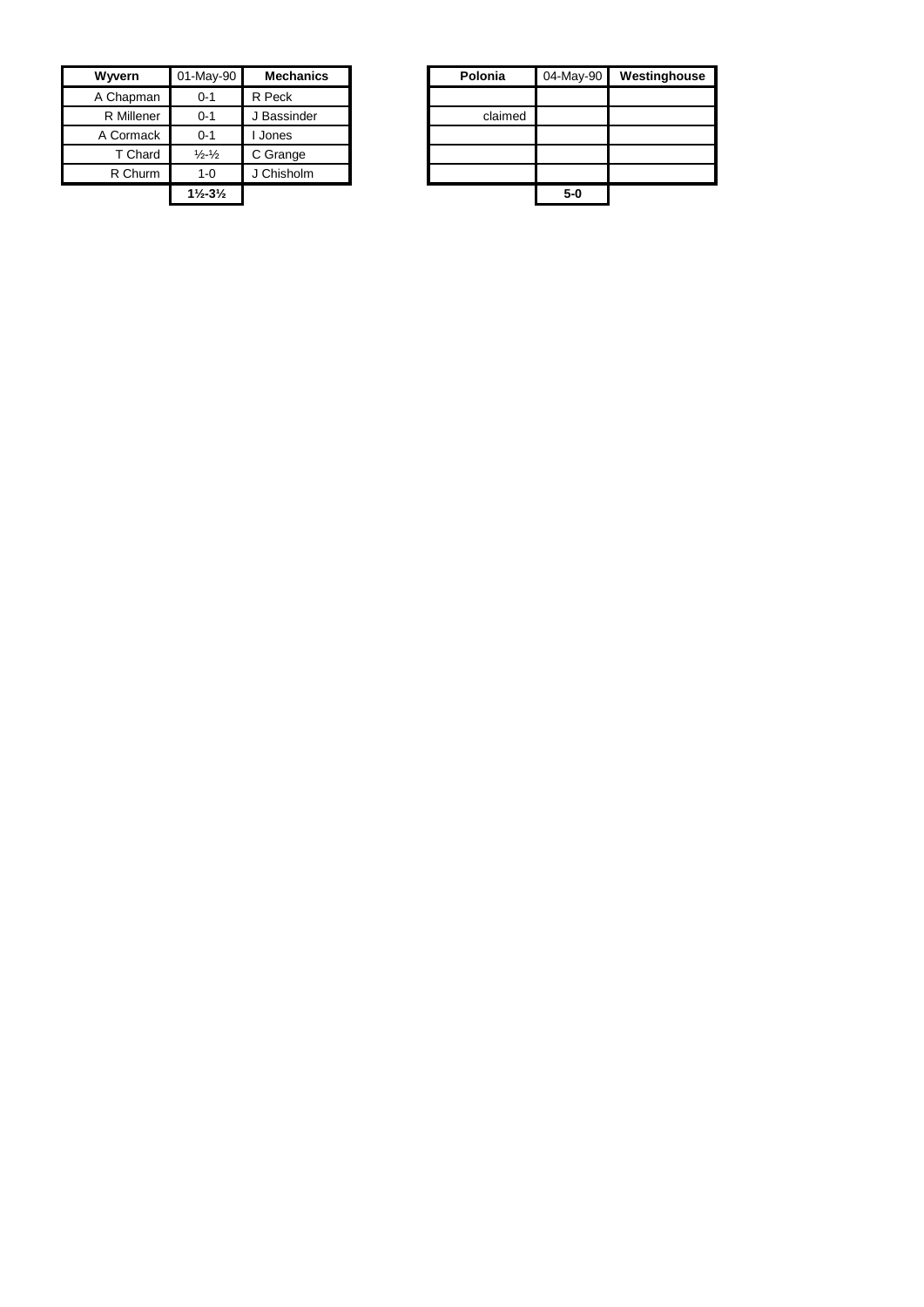| Wyvern | 01-May-90 | Mechanics |
|---|---|---|
| A Chapman | 0-1 | R Peck |
| R Millener | 0-1 | J Bassinder |
| A Cormack | 0-1 | I Jones |
| T Chard | ½-½ | C Grange |
| R Churm | 1-0 | J Chisholm |
| | 1½-3½ | |

| Polonia | 04-May-90 | Westinghouse |
|---|---|---|
| | | |
| claimed | | |
| | | |
| | | |
| | | |
| | 5-0 | |